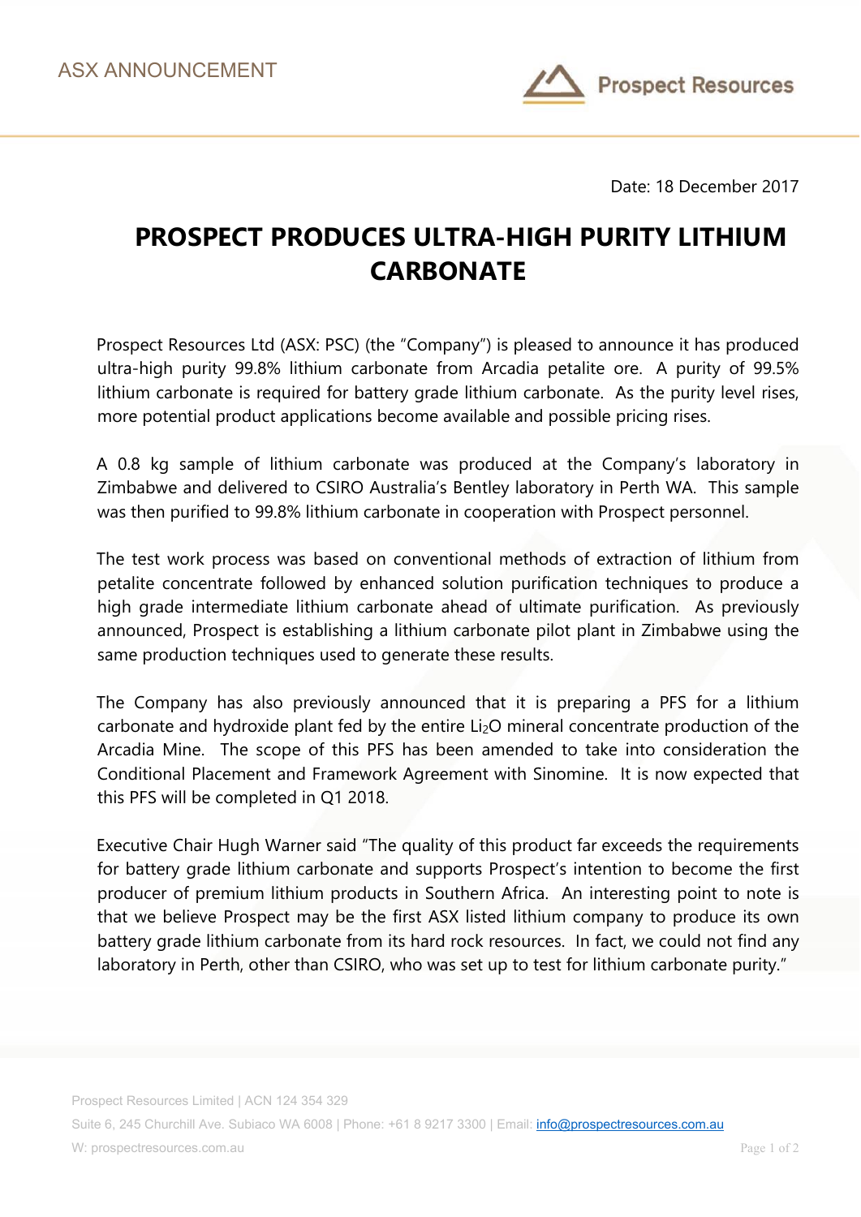ASX ANNOUNCEMENT

Date: 18 December 2017

# PROSPECT PRODUCES ULTRA-HIGH PURITY LITHIUM CARBONATE

Prospect Resources Ltd (ASX: PSC) (the "Company") is pleased to announce it has produced ultra-high purity 99.8% lithium carbonate from Arcadia petalite ore. A purity of 99.5% lithium carbonate is required for battery grade lithium carbonate. As the purity level rises, more potential product applications become available and possible pricing rises.

A 0.8 kg sample of lithium carbonate was produced at the Company's laboratory in Zimbabwe and delivered to CSIRO Australia's Bentley laboratory in Perth WA. This sample was then purified to 99.8% lithium carbonate in cooperation with Prospect personnel.

The test work process was based on conventional methods of extraction of lithium from petalite concentrate followed by enhanced solution purification techniques to produce a high grade intermediate lithium carbonate ahead of ultimate purification. As previously announced, Prospect is establishing a lithium carbonate pilot plant in Zimbabwe using the same production techniques used to generate these results.

The Company has also previously announced that it is preparing a PFS for a lithium carbonate and hydroxide plant fed by the entire $Li_2O$ mineral concentrate production of the Arcadia Mine. The scope of this PFS has been amended to take into consideration the Conditional Placement and Framework Agreement with Sinomine. It is now expected that this PFS will be completed in Q1 2018.

Executive Chair Hugh Warner said "The quality of this product far exceeds the requirements for battery grade lithium carbonate and supports Prospect's intention to become the first producer of premium lithium products in Southern Africa. An interesting point to note is that we believe Prospect may be the first ASX listed lithium company to produce its own battery grade lithium carbonate from its hard rock resources. In fact, we could not find any laboratory in Perth, other than CSIRO, who was set up to test for lithium carbonate purity."

Prospect Resources Limited | ACN 124 354 329

Suite 6, 245 Churchill Ave. Subiaco WA 6008 | Phone: +61 8 9217 3300 | Email: info@prospectresources.com.au

W: prospectresources.com.au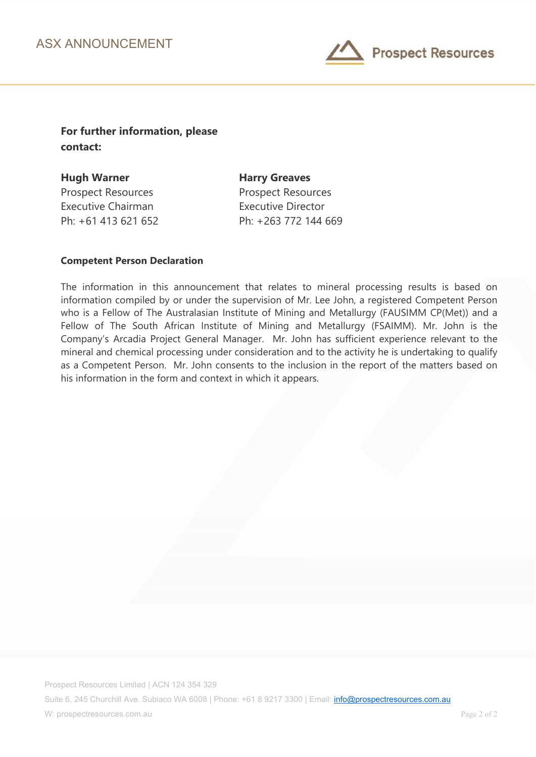**For further information, please contact:**

**Hugh Warner**
Prospect Resources
Executive Chairman
Ph: +61 413 621 652

**Harry Greaves**
Prospect Resources
Executive Director
Ph: +263 772 144 669

**Competent Person Declaration**

The information in this announcement that relates to mineral processing results is based on information compiled by or under the supervision of Mr. Lee John, a registered Competent Person who is a Fellow of The Australasian Institute of Mining and Metallurgy (FAUSIMM CP(Met)) and a Fellow of The South African Institute of Mining and Metallurgy (FSAIMM). Mr. John is the Company's Arcadia Project General Manager. Mr. John has sufficient experience relevant to the mineral and chemical processing under consideration and to the activity he is undertaking to qualify as a Competent Person. Mr. John consents to the inclusion in the report of the matters based on his information in the form and context in which it appears.